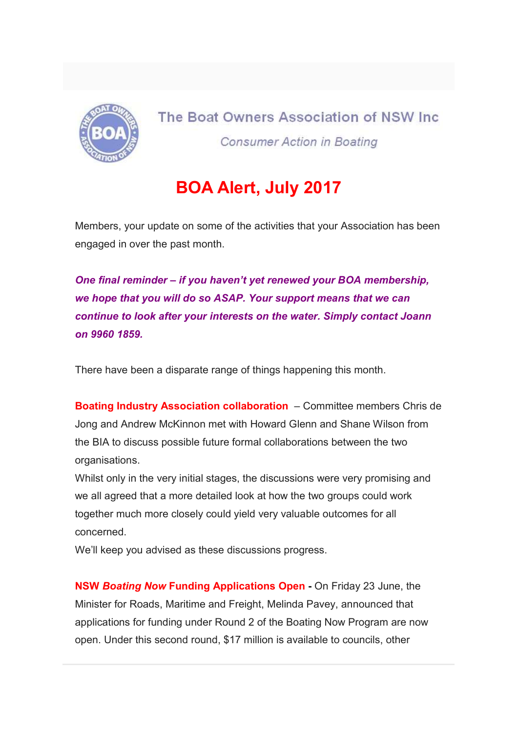The Boat Owners Association of NSW Inc

*Consumer Action in Boating*

# BOA Alert, July 2017

Members, your update on some of the activities that your Association has been engaged in over the past month.

***One final reminder – if you haven't yet renewed your BOA membership, we hope that you will do so ASAP. Your support means that we can continue to look after your interests on the water. Simply contact Joann on 9960 1859.***

There have been a disparate range of things happening this month.

**Boating Industry Association collaboration** – Committee members Chris de Jong and Andrew McKinnon met with Howard Glenn and Shane Wilson from the BIA to discuss possible future formal collaborations between the two organisations.
Whilst only in the very initial stages, the discussions were very promising and we all agreed that a more detailed look at how the two groups could work together much more closely could yield very valuable outcomes for all concerned.
We'll keep you advised as these discussions progress.

**NSW *Boating Now* Funding Applications Open** - On Friday 23 June, the Minister for Roads, Maritime and Freight, Melinda Pavey, announced that applications for funding under Round 2 of the Boating Now Program are now open. Under this second round, $17 million is available to councils, other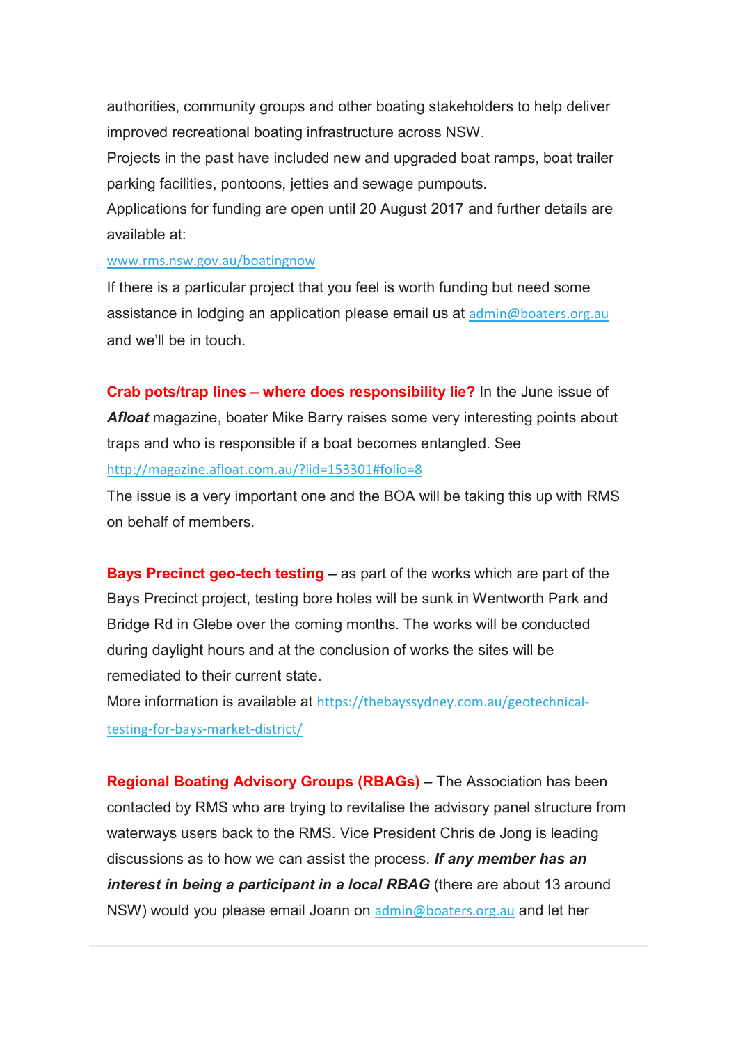authorities, community groups and other boating stakeholders to help deliver improved recreational boating infrastructure across NSW.

Projects in the past have included new and upgraded boat ramps, boat trailer parking facilities, pontoons, jetties and sewage pumpouts.

Applications for funding are open until 20 August 2017 and further details are available at:

www.rms.nsw.gov.au/boatingnow

If there is a particular project that you feel is worth funding but need some assistance in lodging an application please email us at admin@boaters.org.au and we'll be in touch.

**Crab pots/trap lines – where does responsibility lie?** In the June issue of ***Afloat*** magazine, boater Mike Barry raises some very interesting points about traps and who is responsible if a boat becomes entangled. See http://magazine.afloat.com.au/?iid=153301#folio=8

The issue is a very important one and the BOA will be taking this up with RMS on behalf of members.

**Bays Precinct geo-tech testing –** as part of the works which are part of the Bays Precinct project, testing bore holes will be sunk in Wentworth Park and Bridge Rd in Glebe over the coming months. The works will be conducted during daylight hours and at the conclusion of works the sites will be remediated to their current state.

More information is available at https://thebayssydney.com.au/geotechnical-testing-for-bays-market-district/

**Regional Boating Advisory Groups (RBAGs) –** The Association has been contacted by RMS who are trying to revitalise the advisory panel structure from waterways users back to the RMS. Vice President Chris de Jong is leading discussions as to how we can assist the process. ***If any member has an interest in being a participant in a local RBAG*** (there are about 13 around NSW) would you please email Joann on admin@boaters.org.au and let her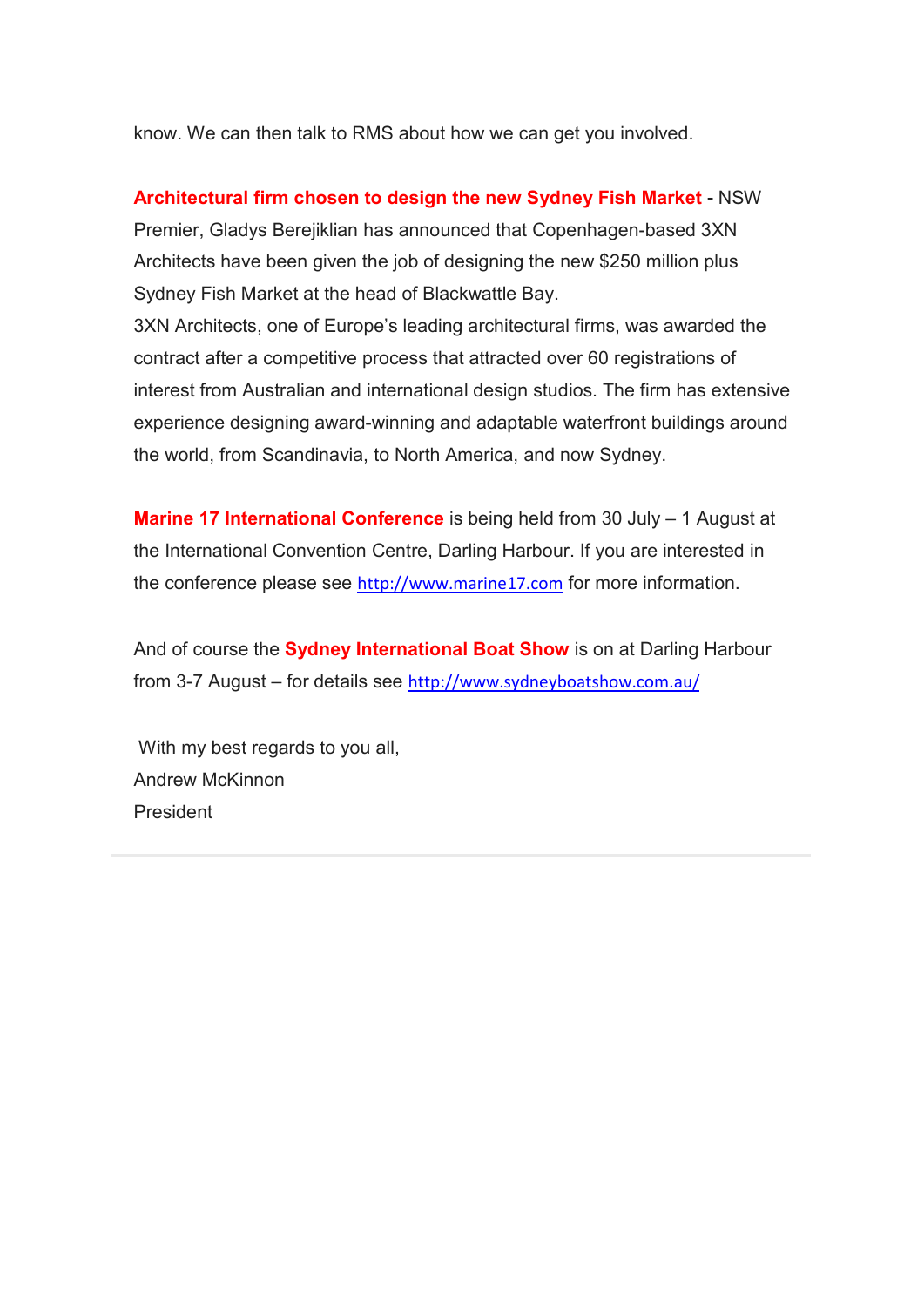know. We can then talk to RMS about how we can get you involved.

**Architectural firm chosen to design the new Sydney Fish Market -** NSW Premier, Gladys Berejiklian has announced that Copenhagen-based 3XN Architects have been given the job of designing the new $250 million plus Sydney Fish Market at the head of Blackwattle Bay.
3XN Architects, one of Europe's leading architectural firms, was awarded the contract after a competitive process that attracted over 60 registrations of interest from Australian and international design studios. The firm has extensive experience designing award-winning and adaptable waterfront buildings around the world, from Scandinavia, to North America, and now Sydney.

**Marine 17 International Conference** is being held from 30 July – 1 August at the International Convention Centre, Darling Harbour. If you are interested in the conference please see http://www.marine17.com for more information.

And of course the **Sydney International Boat Show** is on at Darling Harbour from 3-7 August – for details see http://www.sydneyboatshow.com.au/

With my best regards to you all,
Andrew McKinnon
President

---